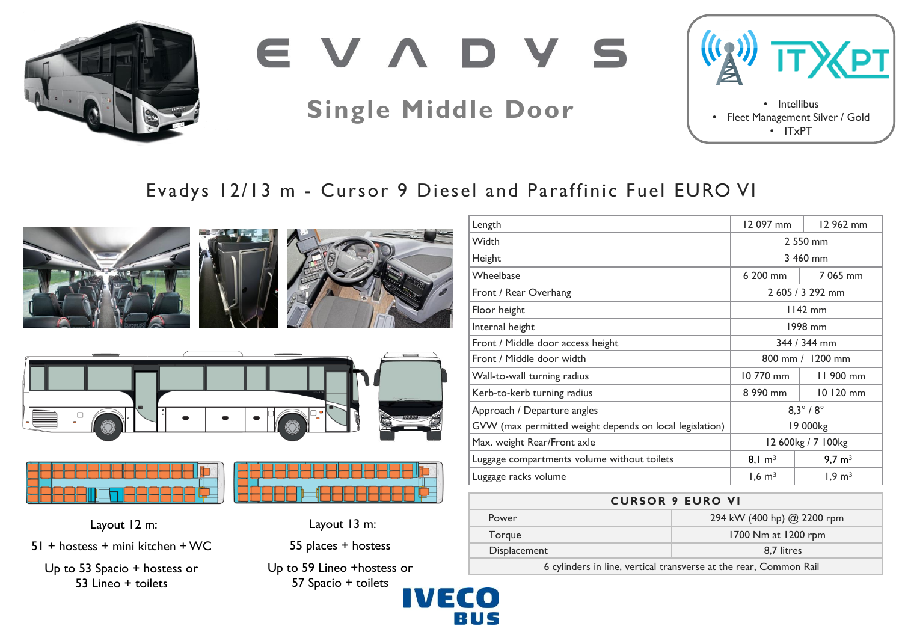# EVADYS

## Single Middle Door

- Intellibus
- Fleet Management Silver / Gold
- ITxPT

## Evadys 12/13 m - Cursor 9 Diesel and Paraffinic Fuel EURO VI

| | | |
|---|---|---|
| Length | 12 097 mm | 12 962 mm |
| Width | 2 550 mm | |
| Height | 3 460 mm | |
| Wheelbase | 6 200 mm | 7 065 mm |
| Front / Rear Overhang | 2 605 / 3 292 mm | |
| Floor height | 1142 mm | |
| Internal height | 1998 mm | |
| Front / Middle door access height | 344 / 344 mm | |
| Front / Middle door width | 800 mm / 1200 mm | |
| Wall-to-wall turning radius | 10 770 mm | 11 900 mm |
| Kerb-to-kerb turning radius | 8 990 mm | 10 120 mm |
| Approach / Departure angles | 8,3° / 8° | |
| GVW (max permitted weight depends on local legislation) | 19 000kg | |
| Max. weight Rear/Front axle | 12 600kg / 7 100kg | |
| Luggage compartments volume without toilets | 8,1 $m^3$ | 9,7 $m^3$ |
| Luggage racks volume | 1,6 $m^3$ | 1,9 $m^3$ |

| CURSOR 9 EURO VI | |
|---|---|
| Power | 294 kW (400 hp) @ 2200 rpm |
| Torque | 1700 Nm at 1200 rpm |
| Displacement | 8,7 litres |
| 6 cylinders in line, vertical transverse at the rear, Common Rail | |

Layout 12 m:

51 + hostess + mini kitchen + WC

Up to 53 Spacio + hostess or 53 Lineo + toilets

Layout 13 m:

55 places + hostess

Up to 59 Lineo +hostess or 57 Spacio + toilets

IVECO BUS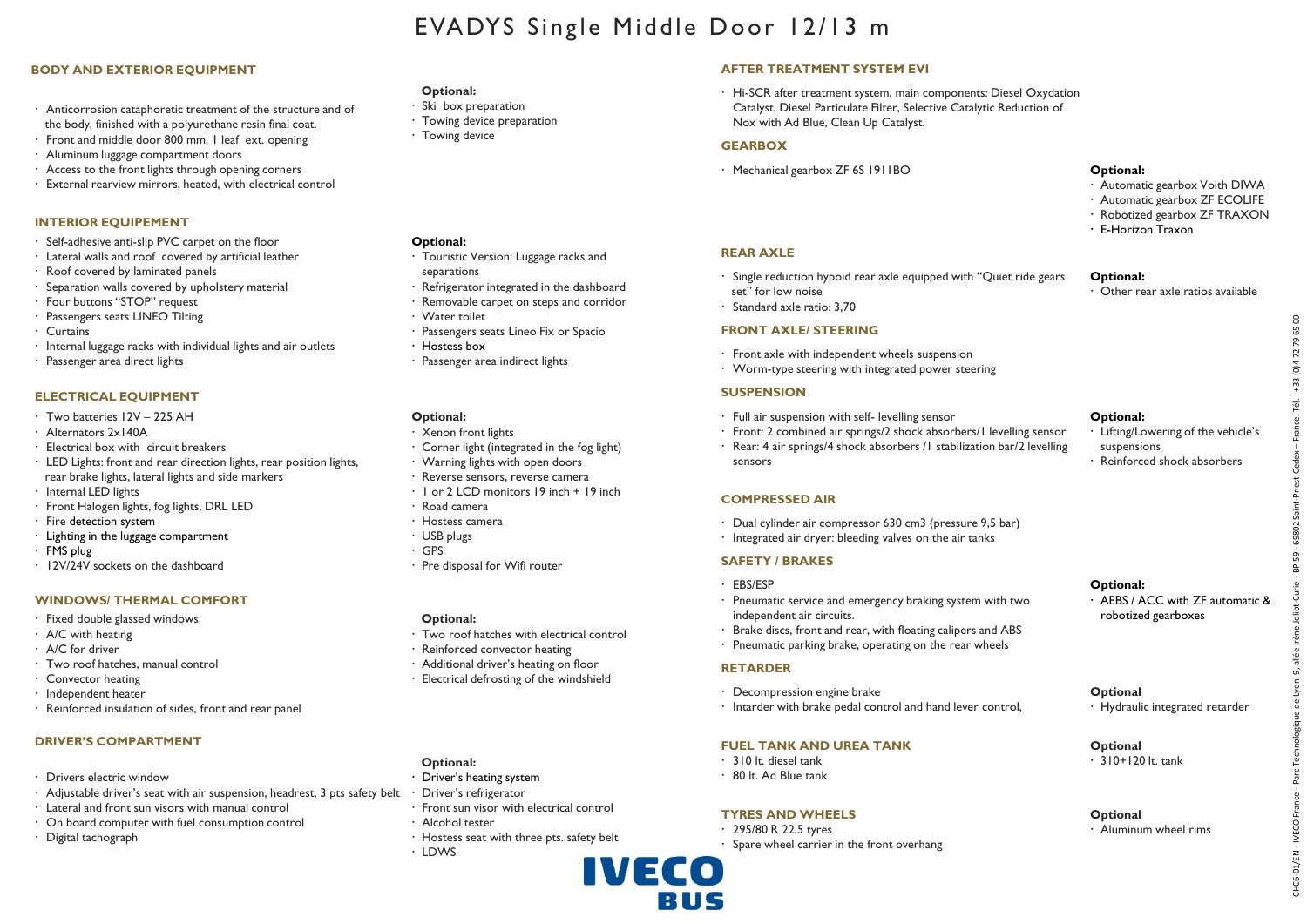# EVADYS Single Middle Door 12/13 m

## BODY AND EXTERIOR EQUIPMENT

- Anticorrosion cataphoretic treatment of the structure and of the body, finished with a polyurethane resin final coat.
- Front and middle door 800 mm, 1 leaf ext. opening
- Aluminum luggage compartment doors
- Access to the front lights through opening corners
- External rearview mirrors, heated, with electrical control

**Optional:**

- Ski box preparation
- Towing device preparation
- Towing device

## INTERIOR EQUIPEMENT

- Self-adhesive anti-slip PVC carpet on the floor
- Lateral walls and roof covered by artificial leather
- Roof covered by laminated panels
- Separation walls covered by upholstery material
- Four buttons "STOP" request
- Passengers seats LINEO Tilting
- Curtains
- Internal luggage racks with individual lights and air outlets
- Passenger area direct lights

**Optional:**

- Touristic Version: Luggage racks and separations
- Refrigerator integrated in the dashboard
- Removable carpet on steps and corridor
- Water toilet
- Passengers seats Lineo Fix or Spacio
- Hostess box
- Passenger area indirect lights

## ELECTRICAL EQUIPMENT

- Two batteries 12V – 225 AH
- Alternators 2x140A
- Electrical box with circuit breakers
- LED Lights: front and rear direction lights, rear position lights, rear brake lights, lateral lights and side markers
- Internal LED lights
- Front Halogen lights, fog lights, DRL LED
- Fire detection system
- Lighting in the luggage compartment
- FMS plug
- 12V/24V sockets on the dashboard

**Optional:**

- Xenon front lights
- Corner light (integrated in the fog light)
- Warning lights with open doors
- Reverse sensors, reverse camera
- 1 or 2 LCD monitors 19 inch + 19 inch
- Road camera
- Hostess camera
- USB plugs
- GPS
- Pre disposal for Wifi router

## WINDOWS/ THERMAL COMFORT

- Fixed double glassed windows
- A/C with heating
- A/C for driver
- Two roof hatches, manual control
- Convector heating
- Independent heater
- Reinforced insulation of sides, front and rear panel

**Optional:**

- Two roof hatches with electrical control
- Reinforced convector heating
- Additional driver's heating on floor
- Electrical defrosting of the windshield

## DRIVER'S COMPARTMENT

- Drivers electric window
- Adjustable driver's seat with air suspension, headrest, 3 pts safety belt
- Lateral and front sun visors with manual control
- On board computer with fuel consumption control
- Digital tachograph

**Optional:**

- Driver's heating system
- Driver's refrigerator
- Front sun visor with electrical control
- Alcohol tester
- Hostess seat with three pts. safety belt
- LDWS

## AFTER TREATMENT SYSTEM EVI

- Hi-SCR after treatment system, main components: Diesel Oxydation Catalyst, Diesel Particulate Filter, Selective Catalytic Reduction of Nox with Ad Blue, Clean Up Catalyst.

## GEARBOX

- Mechanical gearbox ZF 6S 1911BO

**Optional:**

- Automatic gearbox Voith DIWA
- Automatic gearbox ZF ECOLIFE
- Robotized gearbox ZF TRAXON
- E-Horizon Traxon

## REAR AXLE

- Single reduction hypoid rear axle equipped with "Quiet ride gears set" for low noise
- Standard axle ratio: 3,70

**Optional:**

- Other rear axle ratios available

## FRONT AXLE/ STEERING

- Front axle with independent wheels suspension
- Worm-type steering with integrated power steering

## SUSPENSION

- Full air suspension with self- levelling sensor
- Front: 2 combined air springs/2 shock absorbers/1 levelling sensor
- Rear: 4 air springs/4 shock absorbers /1 stabilization bar/2 levelling sensors

**Optional:**

- Lifting/Lowering of the vehicle's suspensions
- Reinforced shock absorbers

## COMPRESSED AIR

- Dual cylinder air compressor 630 cm3 (pressure 9,5 bar)
- Integrated air dryer: bleeding valves on the air tanks

## SAFETY / BRAKES

- EBS/ESP
- Pneumatic service and emergency braking system with two independent air circuits.
- Brake discs, front and rear, with floating calipers and ABS
- Pneumatic parking brake, operating on the rear wheels

**Optional:**

- AEBS / ACC with ZF automatic & robotized gearboxes

## RETARDER

- Decompression engine brake
- Intarder with brake pedal control and hand lever control,

**Optional**

- Hydraulic integrated retarder

## FUEL TANK AND UREA TANK

- 310 lt. diesel tank
- 80 lt. Ad Blue tank

**Optional**

- 310+120 lt. tank

## TYRES AND WHEELS

- 295/80 R 22,5 tyres
- Spare wheel carrier in the front overhang

**Optional**

- Aluminum wheel rims

IVECO BUS

CHC6-01/EN - IVECO France - Parc Technologique de Lyon 9, allée Irène Joliot-Curie - BP 59 - 69802 Saint-Priest Cedex – France. Tél. : +33 (0)4 72 79 65 00